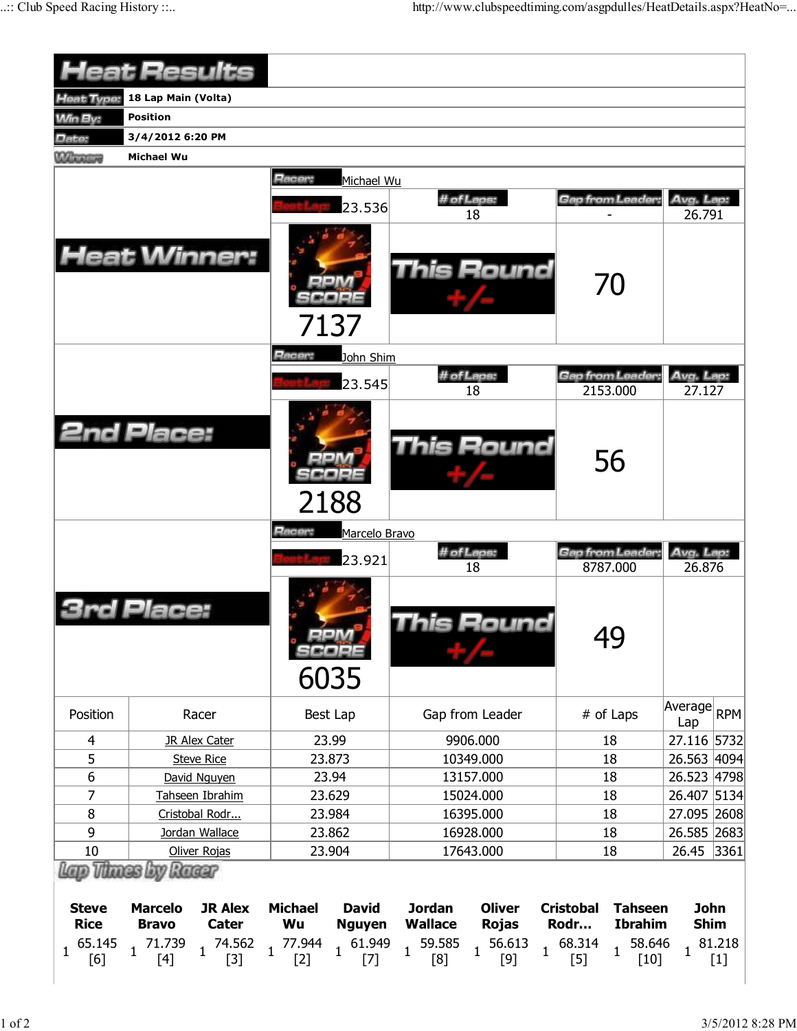# Heat Results

| | |
|---|---|
| Heat Type: | 18 Lap Main (Volta) |
| Win By: | Position |
| Date: | 3/4/2012 6:20 PM |
| Winner: | Michael Wu |

## Heat Winner:

Racer: Michael Wu

| Best Lap | # of Laps | Gap from Leader | Avg. Lap |
|---|---|---|---|
| 23.536 | 18 | - | 26.791 |

RPM SCORE: 7137

This Round +/-: 70

## 2nd Place:

Racer: John Shim

| Best Lap | # of Laps | Gap from Leader | Avg. Lap |
|---|---|---|---|
| 23.545 | 18 | 2153.000 | 27.127 |

RPM SCORE: 2188

This Round +/-: 56

## 3rd Place:

Racer: Marcelo Bravo

| Best Lap | # of Laps | Gap from Leader | Avg. Lap |
|---|---|---|---|
| 23.921 | 18 | 8787.000 | 26.876 |

RPM SCORE: 6035

This Round +/-: 49

| Position | Racer | Best Lap | Gap from Leader | # of Laps | Average Lap | RPM |
|---|---|---|---|---|---|---|
| 4 | JR Alex Cater | 23.99 | 9906.000 | 18 | 27.116 | 5732 |
| 5 | Steve Rice | 23.873 | 10349.000 | 18 | 26.563 | 4094 |
| 6 | David Nguyen | 23.94 | 13157.000 | 18 | 26.523 | 4798 |
| 7 | Tahseen Ibrahim | 23.629 | 15024.000 | 18 | 26.407 | 5134 |
| 8 | Cristobal Rodr... | 23.984 | 16395.000 | 18 | 27.095 | 2608 |
| 9 | Jordan Wallace | 23.862 | 16928.000 | 18 | 26.585 | 2683 |
| 10 | Oliver Rojas | 23.904 | 17643.000 | 18 | 26.45 | 3361 |

## Lap Times by Racer

| Lap | Steve Rice | Marcelo Bravo | JR Alex Cater | Michael Wu | David Nguyen | Jordan Wallace | Oliver Rojas | Cristobal Rodr... | Tahseen Ibrahim | John Shim |
|---|---|---|---|---|---|---|---|---|---|---|
| 1 | 65.145 [6] | 71.739 [4] | 74.562 [3] | 77.944 [2] | 61.949 [7] | 59.585 [8] | 56.613 [9] | 68.314 [5] | 58.646 [10] | 81.218 [1] |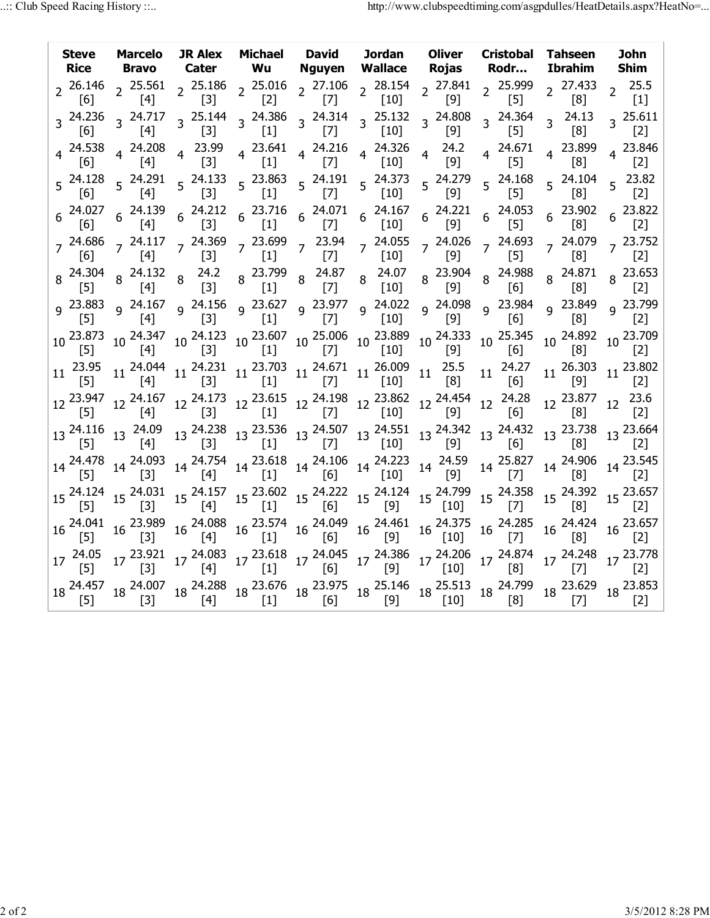| Steve Rice | Marcelo Bravo | JR Alex Cater | Michael Wu | David Nguyen | Jordan Wallace | Oliver Rojas | Cristobal Rodr… | Tahseen Ibrahim | John Shim |
|---|---|---|---|---|---|---|---|---|---|
| 2 26.146 [6] | 2 25.561 [4] | 2 25.186 [3] | 2 25.016 [2] | 2 27.106 [7] | 2 28.154 [10] | 2 27.841 [9] | 2 25.999 [5] | 2 27.433 [8] | 2 25.5 [1] |
| 3 24.236 [6] | 3 24.717 [4] | 3 25.144 [3] | 3 24.386 [1] | 3 24.314 [7] | 3 25.132 [10] | 3 24.808 [9] | 3 24.364 [5] | 3 24.13 [8] | 3 25.611 [2] |
| 4 24.538 [6] | 4 24.208 [4] | 4 23.99 [3] | 4 23.641 [1] | 4 24.216 [7] | 4 24.326 [10] | 4 24.2 [9] | 4 24.671 [5] | 4 23.899 [8] | 4 23.846 [2] |
| 5 24.128 [6] | 5 24.291 [4] | 5 24.133 [3] | 5 23.863 [1] | 5 24.191 [7] | 5 24.373 [10] | 5 24.279 [9] | 5 24.168 [5] | 5 24.104 [8] | 5 23.82 [2] |
| 6 24.027 [6] | 6 24.139 [4] | 6 24.212 [3] | 6 23.716 [1] | 6 24.071 [7] | 6 24.167 [10] | 6 24.221 [9] | 6 24.053 [5] | 6 23.902 [8] | 6 23.822 [2] |
| 7 24.686 [6] | 7 24.117 [4] | 7 24.369 [3] | 7 23.699 [1] | 7 23.94 [7] | 7 24.055 [10] | 7 24.026 [9] | 7 24.693 [5] | 7 24.079 [8] | 7 23.752 [2] |
| 8 24.304 [5] | 8 24.132 [4] | 8 24.2 [3] | 8 23.799 [1] | 8 24.87 [7] | 8 24.07 [10] | 8 23.904 [9] | 8 24.988 [6] | 8 24.871 [8] | 8 23.653 [2] |
| 9 23.883 [5] | 9 24.167 [4] | 9 24.156 [3] | 9 23.627 [1] | 9 23.977 [7] | 9 24.022 [10] | 9 24.098 [9] | 9 23.984 [6] | 9 23.849 [8] | 9 23.799 [2] |
| 10 23.873 [5] | 10 24.347 [4] | 10 24.123 [3] | 10 23.607 [1] | 10 25.006 [7] | 10 23.889 [10] | 10 24.333 [9] | 10 25.345 [6] | 10 24.892 [8] | 10 23.709 [2] |
| 11 23.95 [5] | 11 24.044 [4] | 11 24.231 [3] | 11 23.703 [1] | 11 24.671 [7] | 11 26.009 [10] | 11 25.5 [8] | 11 24.27 [6] | 11 26.303 [9] | 11 23.802 [2] |
| 12 23.947 [5] | 12 24.167 [4] | 12 24.173 [3] | 12 23.615 [1] | 12 24.198 [7] | 12 23.862 [10] | 12 24.454 [9] | 12 24.28 [6] | 12 23.877 [8] | 12 23.6 [2] |
| 13 24.116 [5] | 13 24.09 [4] | 13 24.238 [3] | 13 23.536 [1] | 13 24.507 [7] | 13 24.551 [10] | 13 24.342 [9] | 13 24.432 [6] | 13 23.738 [8] | 13 23.664 [2] |
| 14 24.478 [5] | 14 24.093 [3] | 14 24.754 [4] | 14 23.618 [1] | 14 24.106 [6] | 14 24.223 [10] | 14 24.59 [9] | 14 25.827 [7] | 14 24.906 [8] | 14 23.545 [2] |
| 15 24.124 [5] | 15 24.031 [3] | 15 24.157 [4] | 15 23.602 [1] | 15 24.222 [6] | 15 24.124 [9] | 15 24.799 [10] | 15 24.358 [7] | 15 24.392 [8] | 15 23.657 [2] |
| 16 24.041 [5] | 16 23.989 [3] | 16 24.088 [4] | 16 23.574 [1] | 16 24.049 [6] | 16 24.461 [9] | 16 24.375 [10] | 16 24.285 [7] | 16 24.424 [8] | 16 23.657 [2] |
| 17 24.05 [5] | 17 23.921 [3] | 17 24.083 [4] | 17 23.618 [1] | 17 24.045 [6] | 17 24.386 [9] | 17 24.206 [10] | 17 24.874 [8] | 17 24.248 [7] | 17 23.778 [2] |
| 18 24.457 [5] | 18 24.007 [3] | 18 24.288 [4] | 18 23.676 [1] | 18 23.975 [6] | 18 25.146 [9] | 18 25.513 [10] | 18 24.799 [8] | 18 23.629 [7] | 18 23.853 [2] |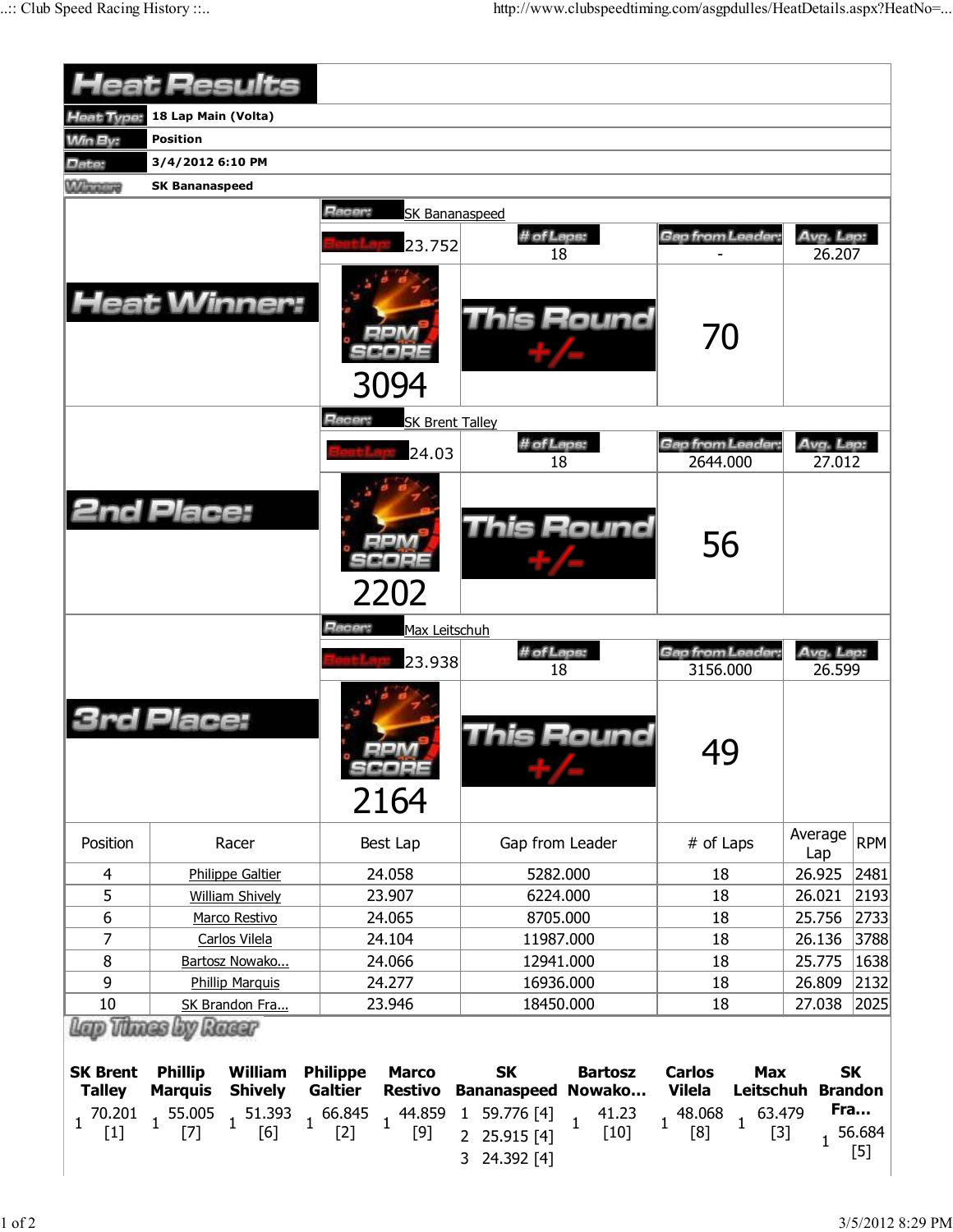# Heat Results

| | |
|---|---|
| Heat Type: | 18 Lap Main (Volta) |
| Win By: | Position |
| Date: | 3/4/2012 6:10 PM |
| Winner: | SK Bananaspeed |

## Heat Winner:

Racer: SK Bananaspeed

| Best Lap | # of Laps | Gap from Leader | Avg. Lap |
|---|---|---|---|
| 23.752 | 18 | - | 26.207 |

RPM SCORE: 3094

This Round +/-: 70

## 2nd Place:

Racer: SK Brent Talley

| Best Lap | # of Laps | Gap from Leader | Avg. Lap |
|---|---|---|---|
| 24.03 | 18 | 2644.000 | 27.012 |

RPM SCORE: 2202

This Round +/-: 56

## 3rd Place:

Racer: Max Leitschuh

| Best Lap | # of Laps | Gap from Leader | Avg. Lap |
|---|---|---|---|
| 23.938 | 18 | 3156.000 | 26.599 |

RPM SCORE: 2164

This Round +/-: 49

| Position | Racer | Best Lap | Gap from Leader | # of Laps | Average Lap | RPM |
|---|---|---|---|---|---|---|
| 4 | Philippe Galtier | 24.058 | 5282.000 | 18 | 26.925 | 2481 |
| 5 | William Shively | 23.907 | 6224.000 | 18 | 26.021 | 2193 |
| 6 | Marco Restivo | 24.065 | 8705.000 | 18 | 25.756 | 2733 |
| 7 | Carlos Vilela | 24.104 | 11987.000 | 18 | 26.136 | 3788 |
| 8 | Bartosz Nowako... | 24.066 | 12941.000 | 18 | 25.775 | 1638 |
| 9 | Phillip Marquis | 24.277 | 16936.000 | 18 | 26.809 | 2132 |
| 10 | SK Brandon Fra... | 23.946 | 18450.000 | 18 | 27.038 | 2025 |

## Lap Times by Racer

| SK Brent Talley | Phillip Marquis | William Shively | Philippe Galtier | Marco Restivo | SK Bananaspeed | Bartosz Nowako... | Carlos Vilela | Max Leitschuh | SK Brandon Fra... |
|---|---|---|---|---|---|---|---|---|---|
| 1 70.201 [1] | 1 55.005 [7] | 1 51.393 [6] | 1 66.845 [2] | 1 44.859 [9] | 1 59.776 [4] | 1 41.23 [10] | 1 48.068 [8] | 1 63.479 [3] | 1 56.684 [5] |
| | | | | | 2 25.915 [4] | | | | |
| | | | | | 3 24.392 [4] | | | | |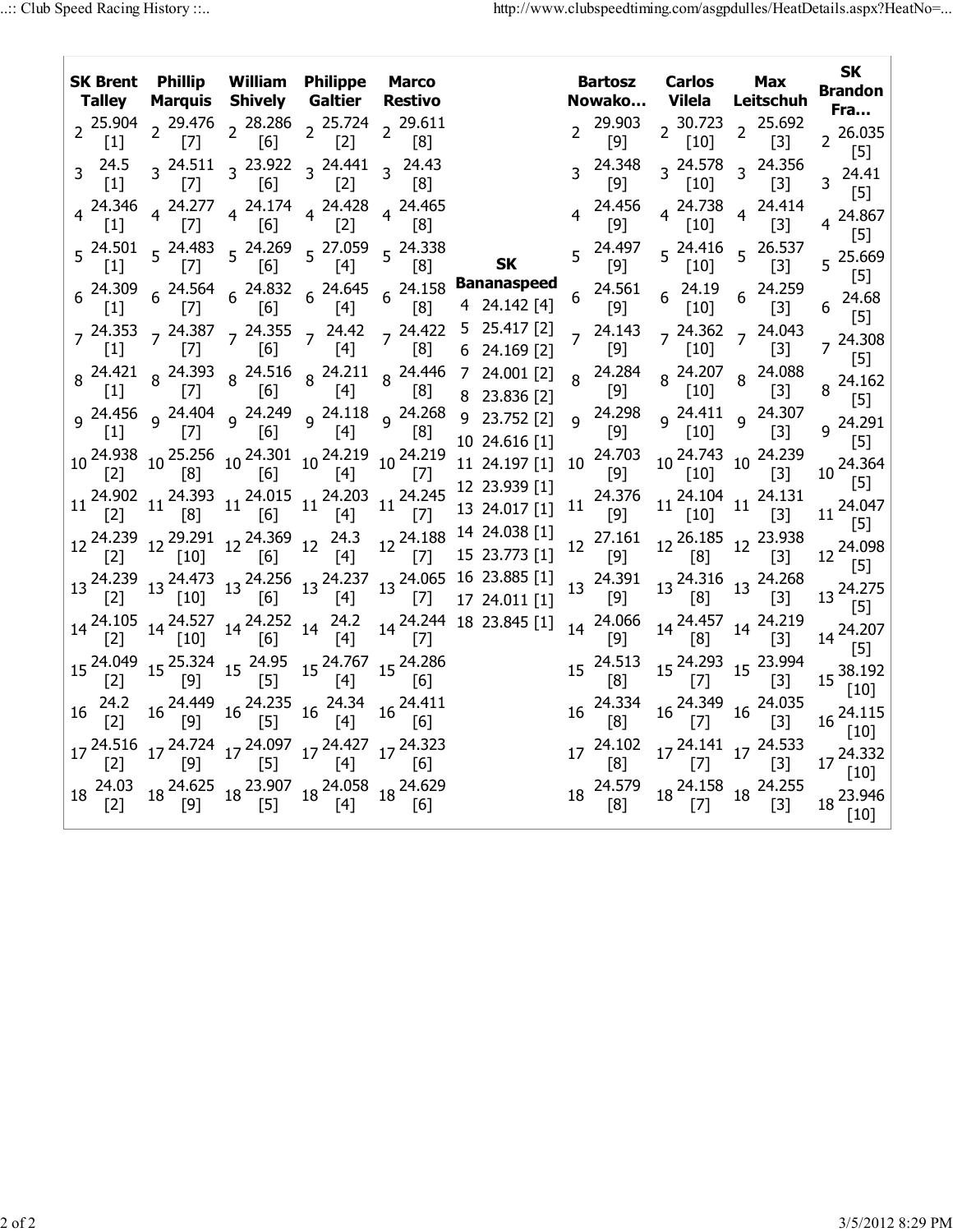| SK Brent Talley | Phillip Marquis | William Shively | Philippe Galtier | Marco Restivo | SK Bananaspeed | Bartosz Nowako… | Carlos Vilela | Max Leitschuh | SK Brandon Fra… |
|---|---|---|---|---|---|---|---|---|---|
| 2 25.904 [1] | 2 29.476 [7] | 2 28.286 [6] | 2 25.724 [2] | 2 29.611 [8] | | 2 29.903 [9] | 2 30.723 [10] | 2 25.692 [3] | 2 26.035 [5] |
| 3 24.5 [1] | 3 24.511 [7] | 3 23.922 [6] | 3 24.441 [2] | 3 24.43 [8] | | 3 24.348 [9] | 3 24.578 [10] | 3 24.356 [3] | 3 24.41 [5] |
| 4 24.346 [1] | 4 24.277 [7] | 4 24.174 [6] | 4 24.428 [2] | 4 24.465 [8] | 4 24.142 [4] | 4 24.456 [9] | 4 24.738 [10] | 4 24.414 [3] | 4 24.867 [5] |
| 5 24.501 [1] | 5 24.483 [7] | 5 24.269 [6] | 5 27.059 [4] | 5 24.338 [8] | 5 25.417 [2] | 5 24.497 [9] | 5 24.416 [10] | 5 26.537 [3] | 5 25.669 [5] |
| 6 24.309 [1] | 6 24.564 [7] | 6 24.832 [6] | 6 24.645 [4] | 6 24.158 [8] | 6 24.169 [2] | 6 24.561 [9] | 6 24.19 [10] | 6 24.259 [3] | 6 24.68 [5] |
| 7 24.353 [1] | 7 24.387 [7] | 7 24.355 [6] | 7 24.42 [4] | 7 24.422 [8] | 7 24.001 [2] | 7 24.143 [9] | 7 24.362 [10] | 7 24.043 [3] | 7 24.308 [5] |
| 8 24.421 [1] | 8 24.393 [7] | 8 24.516 [6] | 8 24.211 [4] | 8 24.446 [8] | 8 23.836 [2] | 8 24.284 [9] | 8 24.207 [10] | 8 24.088 [3] | 8 24.162 [5] |
| 9 24.456 [1] | 9 24.404 [7] | 9 24.249 [6] | 9 24.118 [4] | 9 24.268 [8] | 9 23.752 [2] | 9 24.298 [9] | 9 24.411 [10] | 9 24.307 [3] | 9 24.291 [5] |
| 10 24.938 [2] | 10 25.256 [8] | 10 24.301 [6] | 10 24.219 [4] | 10 24.219 [7] | 10 24.616 [1] | 10 24.703 [9] | 10 24.743 [10] | 10 24.239 [3] | 10 24.364 [5] |
| 11 24.902 [2] | 11 24.393 [8] | 11 24.015 [6] | 11 24.203 [4] | 11 24.245 [7] | 11 24.197 [1] | 11 24.376 [9] | 11 24.104 [10] | 11 24.131 [3] | 11 24.047 [5] |
| 12 24.239 [2] | 12 29.291 [10] | 12 24.369 [6] | 12 24.3 [4] | 12 24.188 [7] | 12 23.939 [1] | 12 27.161 [9] | 12 26.185 [8] | 12 23.938 [3] | 12 24.098 [5] |
| 13 24.239 [2] | 13 24.473 [10] | 13 24.256 [6] | 13 24.237 [4] | 13 24.065 [7] | 13 24.017 [1] | 13 24.391 [9] | 13 24.316 [8] | 13 24.268 [3] | 13 24.275 [5] |
| 14 24.105 [2] | 14 24.527 [10] | 14 24.252 [6] | 14 24.2 [4] | 14 24.244 [7] | 14 24.038 [1] | 14 24.066 [9] | 14 24.457 [8] | 14 24.219 [3] | 14 24.207 [5] |
| 15 24.049 [2] | 15 25.324 [9] | 15 24.95 [5] | 15 24.767 [4] | 15 24.286 [6] | 15 23.773 [1] | 15 24.513 [8] | 15 24.293 [7] | 15 23.994 [3] | 15 38.192 [10] |
| 16 24.2 [2] | 16 24.449 [9] | 16 24.235 [5] | 16 24.34 [4] | 16 24.411 [6] | 16 23.885 [1] | 16 24.334 [8] | 16 24.349 [7] | 16 24.035 [3] | 16 24.115 [10] |
| 17 24.516 [2] | 17 24.724 [9] | 17 24.097 [5] | 17 24.427 [4] | 17 24.323 [6] | 17 24.011 [1] | 17 24.102 [8] | 17 24.141 [7] | 17 24.533 [3] | 17 24.332 [10] |
| 18 24.03 [2] | 18 24.625 [9] | 18 23.907 [5] | 18 24.058 [4] | 18 24.629 [6] | 18 23.845 [1] | 18 24.579 [8] | 18 24.158 [7] | 18 24.255 [3] | 18 23.946 [10] |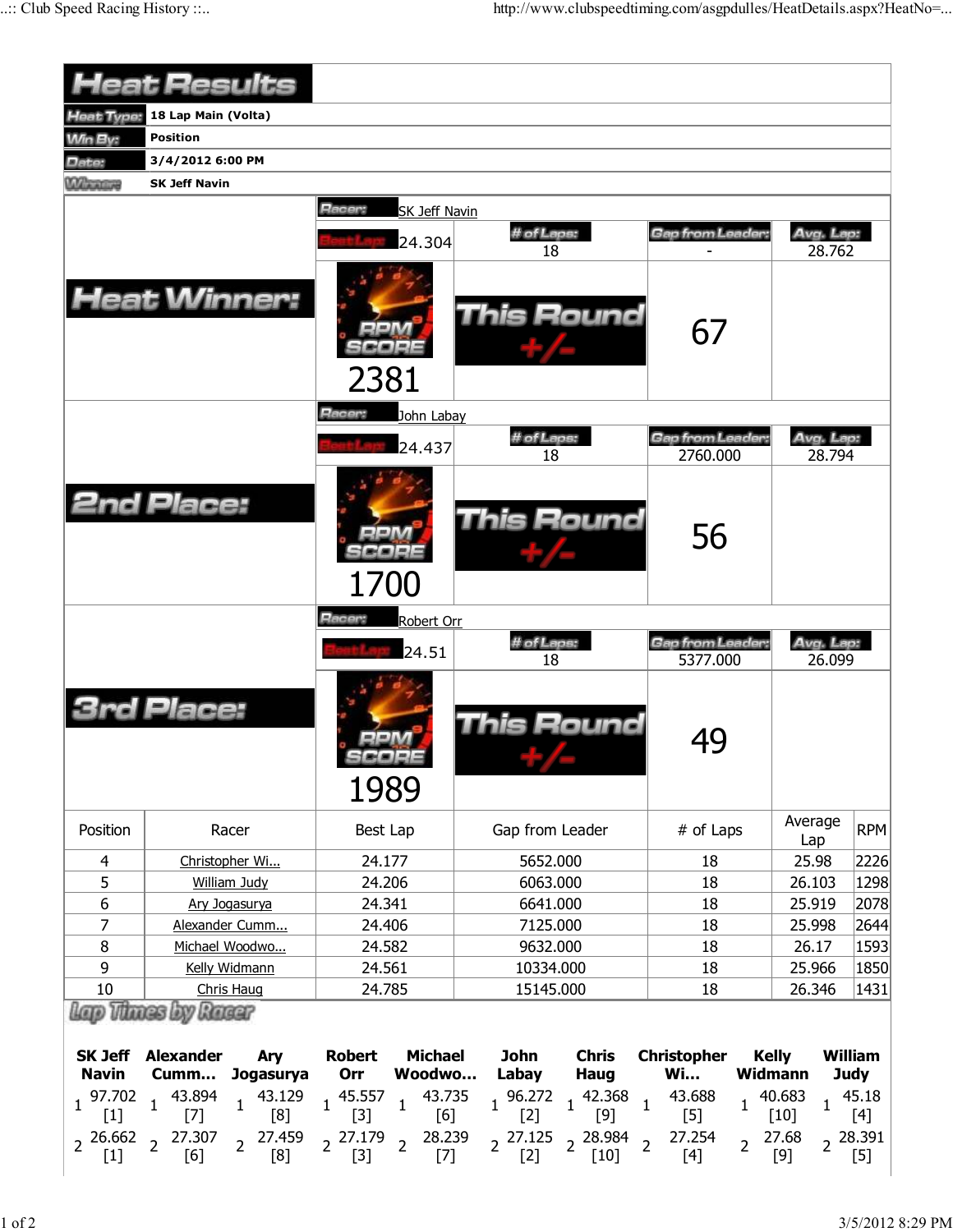# Heat Results

| | |
|---|---|
| Heat Type: | 18 Lap Main (Volta) |
| Win By: | Position |
| Date: | 3/4/2012 6:00 PM |
| Winner: | SK Jeff Navin |

## Heat Winner:

| Racer: | SK Jeff Navin | | |
|---|---|---|---|
| Best Lap: 24.304 | # of Laps: 18 | Gap from Leader: - | Avg. Lap: 28.762 |
| RPM SCORE 2381 | This Round +/- | 67 | |

## 2nd Place:

| Racer: | John Labay | | |
|---|---|---|---|
| Best Lap: 24.437 | # of Laps: 18 | Gap from Leader: 2760.000 | Avg. Lap: 28.794 |
| RPM SCORE 1700 | This Round +/- | 56 | |

## 3rd Place:

| Racer: | Robert Orr | | |
|---|---|---|---|
| Best Lap: 24.51 | # of Laps: 18 | Gap from Leader: 5377.000 | Avg. Lap: 26.099 |
| RPM SCORE 1989 | This Round +/- | 49 | |

| Position | Racer | Best Lap | Gap from Leader | # of Laps | Average Lap | RPM |
|---|---|---|---|---|---|---|
| 4 | Christopher Wi... | 24.177 | 5652.000 | 18 | 25.98 | 2226 |
| 5 | William Judy | 24.206 | 6063.000 | 18 | 26.103 | 1298 |
| 6 | Ary Jogasurya | 24.341 | 6641.000 | 18 | 25.919 | 2078 |
| 7 | Alexander Cumm... | 24.406 | 7125.000 | 18 | 25.998 | 2644 |
| 8 | Michael Woodwo... | 24.582 | 9632.000 | 18 | 26.17 | 1593 |
| 9 | Kelly Widmann | 24.561 | 10334.000 | 18 | 25.966 | 1850 |
| 10 | Chris Haug | 24.785 | 15145.000 | 18 | 26.346 | 1431 |

## Lap Times by Racer

| | SK Jeff Navin | | Alexander Cumm... | | Ary Jogasurya | | Robert Orr | | Michael Woodwo... | | John Labay | | Chris Haug | | Christopher Wi... | | Kelly Widmann | | William Judy |
|---|---|---|---|---|---|---|---|---|---|---|---|---|---|---|---|---|---|---|---|
| 1 | 97.702 [1] | 1 | 43.894 [7] | 1 | 43.129 [8] | 1 | 45.557 [3] | 1 | 43.735 [6] | 1 | 96.272 [2] | 1 | 42.368 [9] | 1 | 43.688 [5] | 1 | 40.683 [10] | 1 | 45.18 [4] |
| 2 | 26.662 [1] | 2 | 27.307 [6] | 2 | 27.459 [8] | 2 | 27.179 [3] | 2 | 28.239 [7] | 2 | 27.125 [2] | 2 | 28.984 [10] | 2 | 27.254 [4] | 2 | 27.68 [9] | 2 | 28.391 [5] |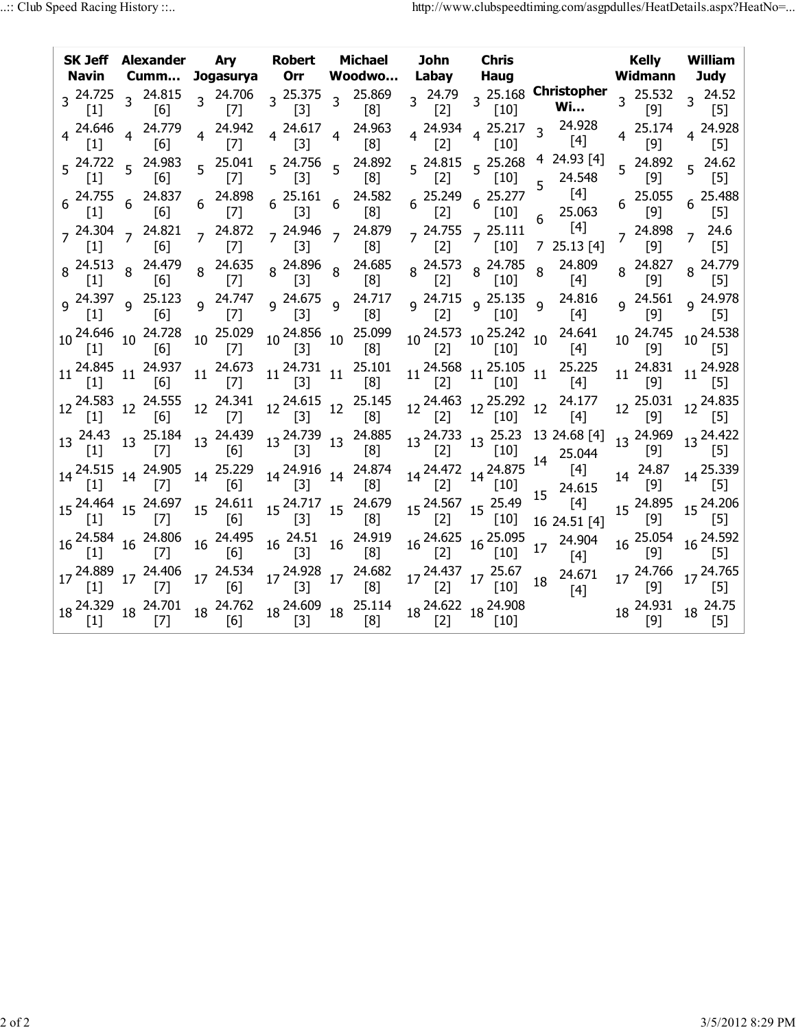| SK Jeff Navin | Alexander Cumm... | Ary Jogasurya | Robert Orr | Michael Woodwo... | John Labay | Chris Haug | Christopher Wi... | Kelly Widmann | William Judy |
|---|---|---|---|---|---|---|---|---|---|
| 3 24.725 [1] | 3 24.815 [6] | 3 24.706 [7] | 3 25.375 [3] | 3 25.869 [8] | 3 24.79 [2] | 3 25.168 [10] | 3 24.928 [4] | 3 25.532 [9] | 3 24.52 [5] |
| 4 24.646 [1] | 4 24.779 [6] | 4 24.942 [7] | 4 24.617 [3] | 4 24.963 [8] | 4 24.934 [2] | 4 25.217 [10] | 4 24.93 [4] | 4 25.174 [9] | 4 24.928 [5] |
| 5 24.722 [1] | 5 24.983 [6] | 5 25.041 [7] | 5 24.756 [3] | 5 24.892 [8] | 5 24.815 [2] | 5 25.268 [10] | 5 24.548 [4] | 5 24.892 [9] | 5 24.62 [5] |
| 6 24.755 [1] | 6 24.837 [6] | 6 24.898 [7] | 6 25.161 [3] | 6 24.582 [8] | 6 25.249 [2] | 6 25.277 [10] | 6 25.063 [4] | 6 25.055 [9] | 6 25.488 [5] |
| 7 24.304 [1] | 7 24.821 [6] | 7 24.872 [7] | 7 24.946 [3] | 7 24.879 [8] | 7 24.755 [2] | 7 25.111 [10] | 7 25.13 [4] | 7 24.898 [9] | 7 24.6 [5] |
| 8 24.513 [1] | 8 24.479 [6] | 8 24.635 [7] | 8 24.896 [3] | 8 24.685 [8] | 8 24.573 [2] | 8 24.785 [10] | 8 24.809 [4] | 8 24.827 [9] | 8 24.779 [5] |
| 9 24.397 [1] | 9 25.123 [6] | 9 24.747 [7] | 9 24.675 [3] | 9 24.717 [8] | 9 24.715 [2] | 9 25.135 [10] | 9 24.816 [4] | 9 24.561 [9] | 9 24.978 [5] |
| 10 24.646 [1] | 10 24.728 [6] | 10 25.029 [7] | 10 24.856 [3] | 10 25.099 [8] | 10 24.573 [2] | 10 25.242 [10] | 10 24.641 [4] | 10 24.745 [9] | 10 24.538 [5] |
| 11 24.845 [1] | 11 24.937 [6] | 11 24.673 [7] | 11 24.731 [3] | 11 25.101 [8] | 11 24.568 [2] | 11 25.105 [10] | 11 25.225 [4] | 11 24.831 [9] | 11 24.928 [5] |
| 12 24.583 [1] | 12 24.555 [6] | 12 24.341 [7] | 12 24.615 [3] | 12 25.145 [8] | 12 24.463 [2] | 12 25.292 [10] | 12 24.177 [4] | 12 25.031 [9] | 12 24.835 [5] |
| 13 24.43 [1] | 13 25.184 [7] | 13 24.439 [6] | 13 24.739 [3] | 13 24.885 [8] | 13 24.733 [2] | 13 25.23 [10] | 13 24.68 [4] | 13 24.969 [9] | 13 24.422 [5] |
| 14 24.515 [1] | 14 24.905 [7] | 14 25.229 [6] | 14 24.916 [3] | 14 24.874 [8] | 14 24.472 [2] | 14 24.875 [10] | 14 25.044 [4] | 14 24.87 [9] | 14 25.339 [5] |
| 15 24.464 [1] | 15 24.697 [7] | 15 24.611 [6] | 15 24.717 [3] | 15 24.679 [8] | 15 24.567 [2] | 15 25.49 [10] | 15 24.615 [4] | 15 24.895 [9] | 15 24.206 [5] |
| 16 24.584 [1] | 16 24.806 [7] | 16 24.495 [6] | 16 24.51 [3] | 16 24.919 [8] | 16 24.625 [2] | 16 25.095 [10] | 16 24.51 [4] | 16 25.054 [9] | 16 24.592 [5] |
| 17 24.889 [1] | 17 24.406 [7] | 17 24.534 [6] | 17 24.928 [3] | 17 24.682 [8] | 17 24.437 [2] | 17 25.67 [10] | 17 24.904 [4] | 17 24.766 [9] | 17 24.765 [5] |
| 18 24.329 [1] | 18 24.701 [7] | 18 24.762 [6] | 18 24.609 [3] | 18 25.114 [8] | 18 24.622 [2] | 18 24.908 [10] | 18 24.671 [4] | 18 24.931 [9] | 18 24.75 [5] |